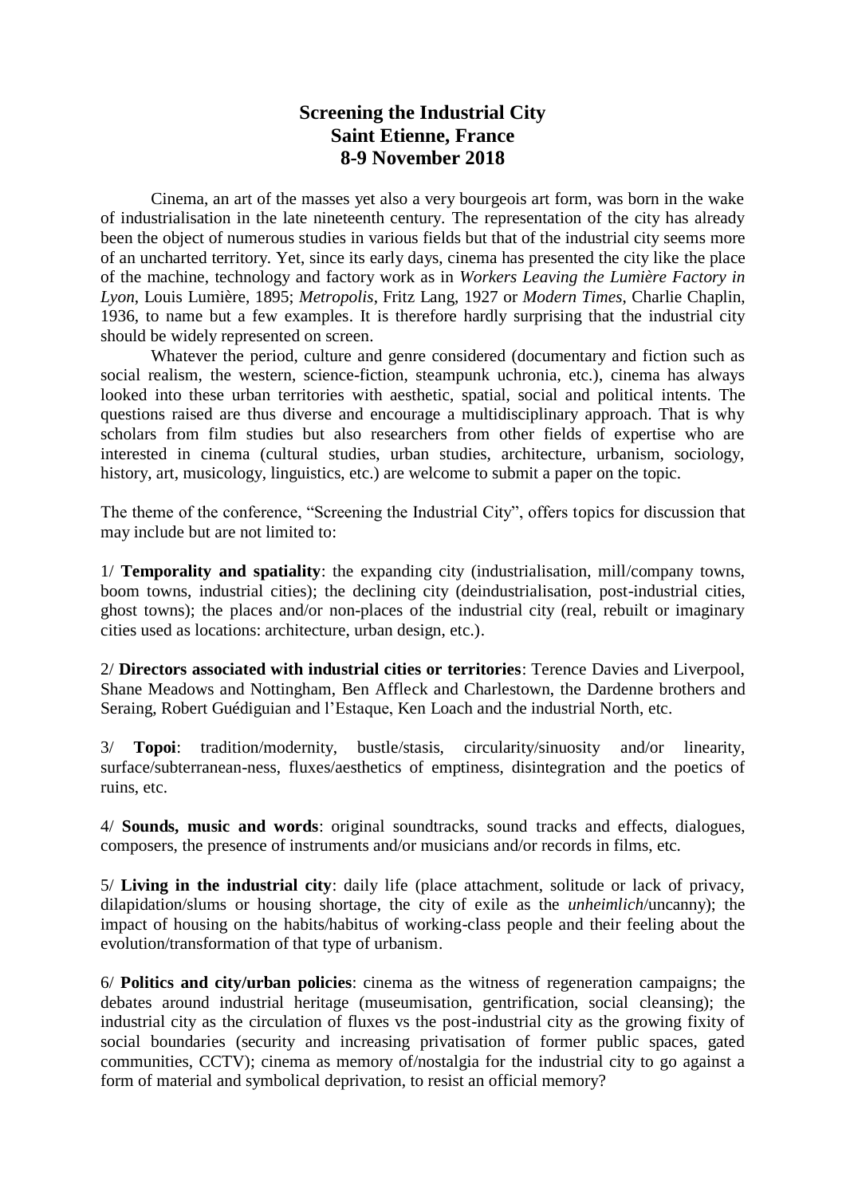# Screening the Industrial City
## Saint Etienne, France
## 8-9 November 2018

Cinema, an art of the masses yet also a very bourgeois art form, was born in the wake of industrialisation in the late nineteenth century. The representation of the city has already been the object of numerous studies in various fields but that of the industrial city seems more of an uncharted territory. Yet, since its early days, cinema has presented the city like the place of the machine, technology and factory work as in *Workers Leaving the Lumière Factory in Lyon*, Louis Lumière, 1895; *Metropolis*, Fritz Lang, 1927 or *Modern Times*, Charlie Chaplin, 1936, to name but a few examples. It is therefore hardly surprising that the industrial city should be widely represented on screen.

Whatever the period, culture and genre considered (documentary and fiction such as social realism, the western, science-fiction, steampunk uchronia, etc.), cinema has always looked into these urban territories with aesthetic, spatial, social and political intents. The questions raised are thus diverse and encourage a multidisciplinary approach. That is why scholars from film studies but also researchers from other fields of expertise who are interested in cinema (cultural studies, urban studies, architecture, urbanism, sociology, history, art, musicology, linguistics, etc.) are welcome to submit a paper on the topic.

The theme of the conference, "Screening the Industrial City", offers topics for discussion that may include but are not limited to:

1/ **Temporality and spatiality**: the expanding city (industrialisation, mill/company towns, boom towns, industrial cities); the declining city (deindustrialisation, post-industrial cities, ghost towns); the places and/or non-places of the industrial city (real, rebuilt or imaginary cities used as locations: architecture, urban design, etc.).

2/ **Directors associated with industrial cities or territories**: Terence Davies and Liverpool, Shane Meadows and Nottingham, Ben Affleck and Charlestown, the Dardenne brothers and Seraing, Robert Guédiguian and l'Estaque, Ken Loach and the industrial North, etc.

3/ **Topoi**: tradition/modernity, bustle/stasis, circularity/sinuosity and/or linearity, surface/subterranean-ness, fluxes/aesthetics of emptiness, disintegration and the poetics of ruins, etc.

4/ **Sounds, music and words**: original soundtracks, sound tracks and effects, dialogues, composers, the presence of instruments and/or musicians and/or records in films, etc.

5/ **Living in the industrial city**: daily life (place attachment, solitude or lack of privacy, dilapidation/slums or housing shortage, the city of exile as the *unheimlich*/uncanny); the impact of housing on the habits/habitus of working-class people and their feeling about the evolution/transformation of that type of urbanism.

6/ **Politics and city/urban policies**: cinema as the witness of regeneration campaigns; the debates around industrial heritage (museumisation, gentrification, social cleansing); the industrial city as the circulation of fluxes vs the post-industrial city as the growing fixity of social boundaries (security and increasing privatisation of former public spaces, gated communities, CCTV); cinema as memory of/nostalgia for the industrial city to go against a form of material and symbolical deprivation, to resist an official memory?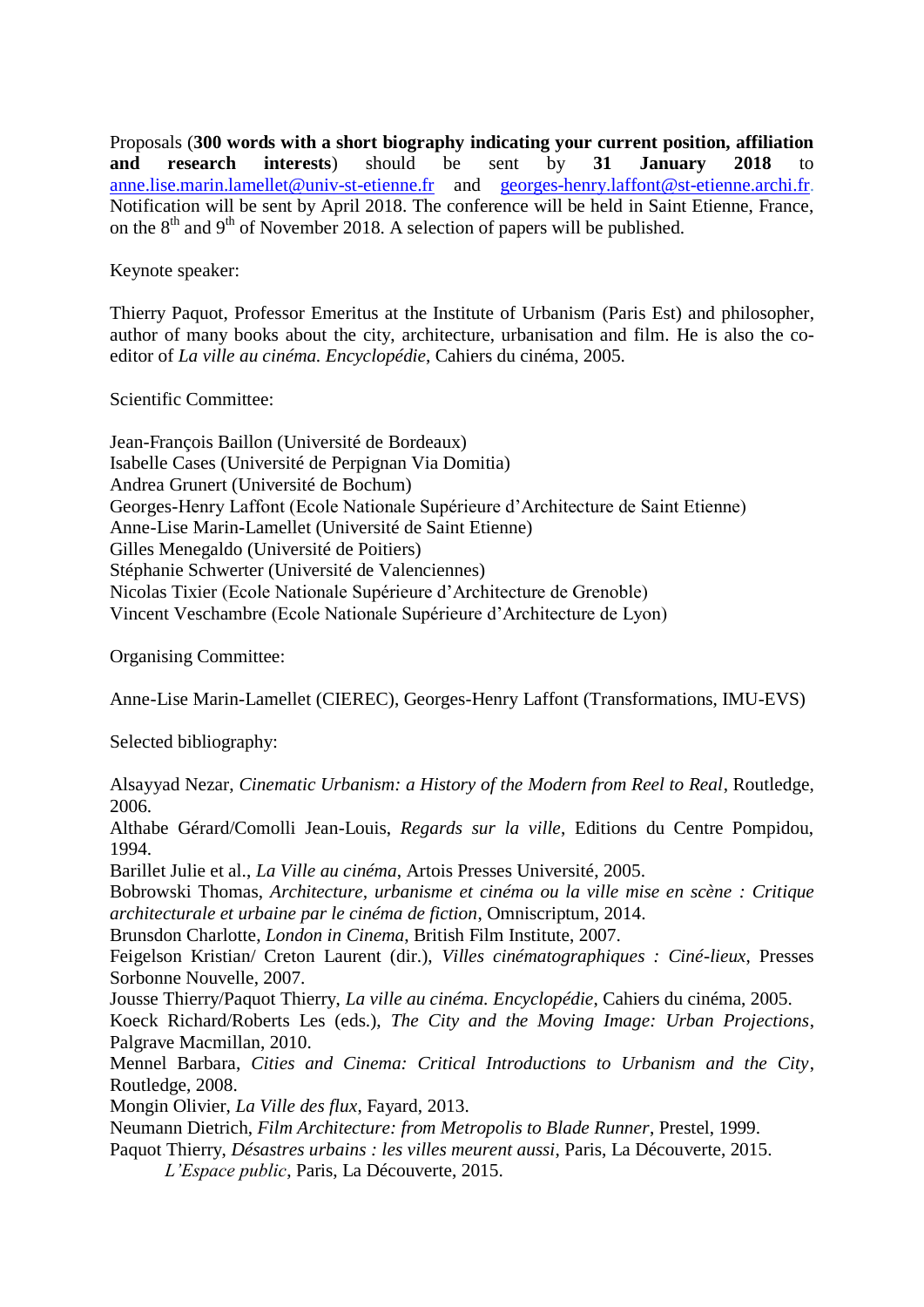Proposals (**300 words with a short biography indicating your current position, affiliation and research interests**) should be sent by **31 January 2018** to anne.lise.marin.lamellet@univ-st-etienne.fr and georges-henry.laffont@st-etienne.archi.fr. Notification will be sent by April 2018. The conference will be held in Saint Etienne, France, on the 8th and 9th of November 2018. A selection of papers will be published.

Keynote speaker:

Thierry Paquot, Professor Emeritus at the Institute of Urbanism (Paris Est) and philosopher, author of many books about the city, architecture, urbanisation and film. He is also the co-editor of *La ville au cinéma. Encyclopédie*, Cahiers du cinéma, 2005.

Scientific Committee:

Jean-François Baillon (Université de Bordeaux)
Isabelle Cases (Université de Perpignan Via Domitia)
Andrea Grunert (Université de Bochum)
Georges-Henry Laffont (Ecole Nationale Supérieure d'Architecture de Saint Etienne)
Anne-Lise Marin-Lamellet (Université de Saint Etienne)
Gilles Menegaldo (Université de Poitiers)
Stéphanie Schwerter (Université de Valenciennes)
Nicolas Tixier (Ecole Nationale Supérieure d'Architecture de Grenoble)
Vincent Veschambre (Ecole Nationale Supérieure d'Architecture de Lyon)

Organising Committee:

Anne-Lise Marin-Lamellet (CIEREC), Georges-Henry Laffont (Transformations, IMU-EVS)

Selected bibliography:

Alsayyad Nezar, *Cinematic Urbanism: a History of the Modern from Reel to Real*, Routledge, 2006.
Althabe Gérard/Comolli Jean-Louis, *Regards sur la ville*, Editions du Centre Pompidou, 1994.
Barillet Julie et al., *La Ville au cinéma*, Artois Presses Université, 2005.
Bobrowski Thomas, *Architecture, urbanisme et cinéma ou la ville mise en scène : Critique architecturale et urbaine par le cinéma de fiction*, Omniscriptum, 2014.
Brunsdon Charlotte, *London in Cinema*, British Film Institute, 2007.
Feigelson Kristian/ Creton Laurent (dir.), *Villes cinématographiques : Ciné-lieux*, Presses Sorbonne Nouvelle, 2007.
Jousse Thierry/Paquot Thierry, *La ville au cinéma. Encyclopédie*, Cahiers du cinéma, 2005.
Koeck Richard/Roberts Les (eds.), *The City and the Moving Image: Urban Projections*, Palgrave Macmillan, 2010.
Mennel Barbara, *Cities and Cinema: Critical Introductions to Urbanism and the City*, Routledge, 2008.
Mongin Olivier, *La Ville des flux*, Fayard, 2013.
Neumann Dietrich, *Film Architecture: from Metropolis to Blade Runner*, Prestel, 1999.
Paquot Thierry, *Désastres urbains : les villes meurent aussi*, Paris, La Découverte, 2015.
*L'Espace public*, Paris, La Découverte, 2015.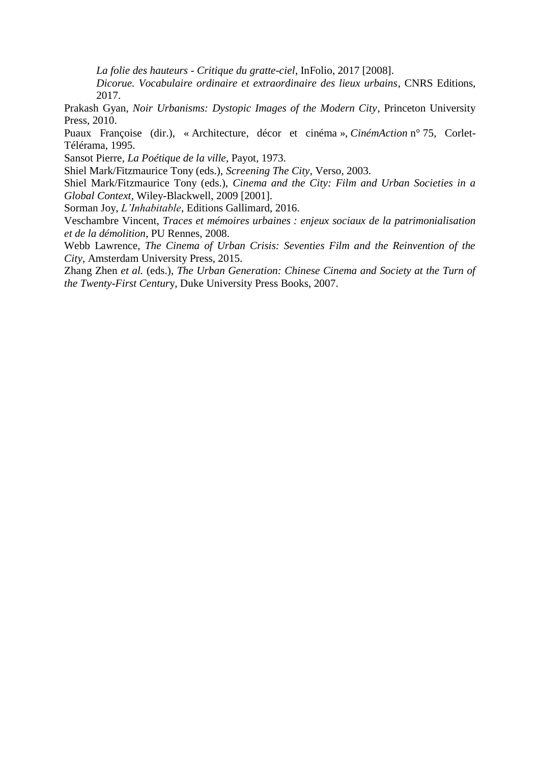*La folie des hauteurs - Critique du gratte-ciel*, InFolio, 2017 [2008].

*Dicorue. Vocabulaire ordinaire et extraordinaire des lieux urbains*, CNRS Editions, 2017.

Prakash Gyan, *Noir Urbanisms: Dystopic Images of the Modern City*, Princeton University Press, 2010.

Puaux Françoise (dir.), « Architecture, décor et cinéma », *CinémAction* n° 75, Corlet-Télérama, 1995.

Sansot Pierre, *La Poétique de la ville*, Payot, 1973.

Shiel Mark/Fitzmaurice Tony (eds.), *Screening The City*, Verso, 2003.

Shiel Mark/Fitzmaurice Tony (eds.), *Cinema and the City: Film and Urban Societies in a Global Context*, Wiley-Blackwell, 2009 [2001].

Sorman Joy, *L'Inhabitable*, Editions Gallimard, 2016.

Veschambre Vincent, *Traces et mémoires urbaines : enjeux sociaux de la patrimonialisation et de la démolition*, PU Rennes, 2008.

Webb Lawrence, *The Cinema of Urban Crisis: Seventies Film and the Reinvention of the City*, Amsterdam University Press, 2015.

Zhang Zhen *et al.* (eds.), *The Urban Generation: Chinese Cinema and Society at the Turn of the Twenty-First Centur*y, Duke University Press Books, 2007.